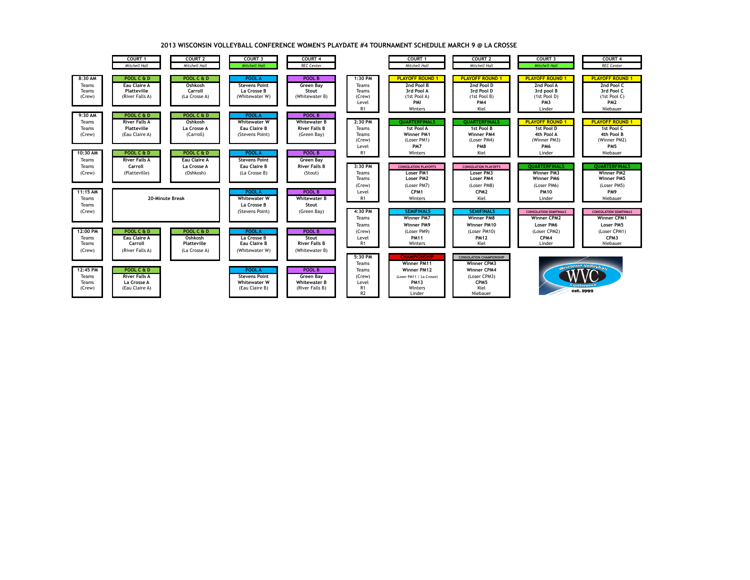# 2013 WISCONSIN VOLLEYBALL CONFERENCE WOMEN'S PLAYDATE #4 TOURNAMENT SCHEDULE MARCH 9 @ LA CROSSE

| | COURT 1 *Mitchell Hall* | COURT 2 *Mitchell Hall* | COURT 3 *Mitchell Hall* | COURT 4 *REC Center* |
|---|---|---|---|---|
| 8:30 AM | POOL C & D | POOL C & D | POOL A | POOL B |
| Teams | Eau Claire A | Oshkosh | Stevens Point | Green Bay |
| Teams | Platteville | Carroll | La Crosse B | Stout |
| (Crew) | (River Falls A) | (La Crosse A) | (Whitewater W) | (Whitewater B) |
| 9:30 AM | POOL C & D | POOL C & D | POOL A | POOL B |
| Teams | River Falls A | Oshkosh | Whitewater W | Whitewater B |
| Teams | Platteville | La Crosse A | Eau Claire B | River Falls B |
| (Crew) | (Eau Claire A) | (Carroll) | (Stevens Point) | (Green Bay) |
| 10:30 AM | POOL C & D | POOL C & D | POOL A | POOL B |
| Teams | River Falls A | Eau Claire A | Stevens Point | Green Bay |
| Teams | Carroll | La Crosse A | Eau Claire B | River Falls B |
| (Crew) | (Platteville) | (Oshkosh) | (La Crosse B) | (Stout) |
| 11:15 AM | 20-Minute Break | | POOL A | POOL B |
| Teams | | | Whitewater W | Whitewater B |
| Teams | | | La Crosse B | Stout |
| (Crew) | | | (Stevens Point) | (Green Bay) |
| 12:00 PM | POOL C & D | POOL C & D | POOL A | POOL B |
| Teams | Eau Claire A | Oshkosh | La Crosse B | Stout |
| Teams | Carroll | Platteville | Eau Claire B | River Falls B |
| (Crew) | (River Falls A) | (La Crosse A) | (Whitewater W) | (Whitewater B) |
| 12:45 PM | POOL C & D | | POOL A | POOL B |
| Teams | River Falls A | | Stevens Point | Green Bay |
| Teams | La Crosse A | | Whitewater W | Whitewater B |
| (Crew) | (Eau Claire A) | | (Eau Claire B) | (River Falls B) |

| | COURT 1 *Mitchell Hall* | COURT 2 *Mitchell Hall* | COURT 3 *Mitchell Hall* | COURT 4 *REC Center* |
|---|---|---|---|---|
| 1:30 PM | PLAYOFF ROUND 1 | PLAYOFF ROUND 1 | PLAYOFF ROUND 1 | PLAYOFF ROUND 1 |
| Teams | 2nd Pool B | 2nd Pool D | 2nd Pool A | 2nd Pool C |
| Teams | 3rd Pool A | 3rd Pool D | 3rd pool B | 3rd Pool C |
| (Crew) | (1st Pool A) | (1st Pool B) | (1st Pool D) | (1st Pool C) |
| Level | PMI | PM4 | PM3 | PM2 |
| R1 | Winters | Kiel | Linder | Niebauer |
| 2:30 PM | QUARTERFINALS | QUARTERFINALS | PLAYOFF ROUND 1 | PLAYOFF ROUND 1 |
| Teams | 1st Pool A | 1st Pool B | 1st Pool D | 1st Pool C |
| Teams | Winner PM1 | Winner PM4 | 4th Pool A | 4th Pool B |
| (Crew) | (Loser PM1) | (Loser PM4) | (Winner PM3) | (Winner PM2) |
| Level | PM7 | PM8 | PM6 | PM5 |
| R1 | Winters | Kiel | Linder | Niebauer |
| 3:30 PM | CONSOLATION PLAYOFFS | CONSOLATION PLAYOFFS | QUARTERFINALS | QUARTERFINALS |
| Teams | Loser PM1 | Loser PM3 | Winner PM3 | Winner PM2 |
| Teams | Loser PM2 | Loser PM4 | Winner PM6 | Winner PM5 |
| (Crew) | (Loser PM7) | (Loser PM8) | (Loser PM6) | (Loser PM5) |
| Level | CPM1 | CPM2 | PM10 | PM9 |
| R1 | Winters | Kiel | Linder | Niebauer |
| 4:30 PM | SEMIFINALS | SEMIFINALS | CONSOLATION SEMIFINALS | CONSOLATION SEMIFINALS |
| Teams | Winner PM7 | Winner PM8 | Winner CPM2 | Winner CPM1 |
| Teams | Winner PM9 | Winner PM10 | Loser PM6 | Loser PM5 |
| (Crew) | (Loser PM9) | (Loser PM10) | (Loser CPM2) | (Loser CPM1) |
| Level | PM11 | PM12 | CPM4 | CPM3 |
| R1 | Winters | Kiel | Linder | Niebauer |
| 5:30 PM | CHAMPIONSHIP | CONSOLATION CHAMPIONSHIP | | |
| Teams | Winner PM11 | Winner CPM3 | | |
| Teams | Winner PM12 | Winner CPM4 | | |
| (Crew) | (Loser PM11 / La Crosse) | (Loser CPM3) | | |
| Level | PM13 | CPM5 | | |
| R1 | Winters | Kiel | | |
| R2 | Linder | Niebauer | | |

Wisconsin Volleyball WVC Conference est. 1992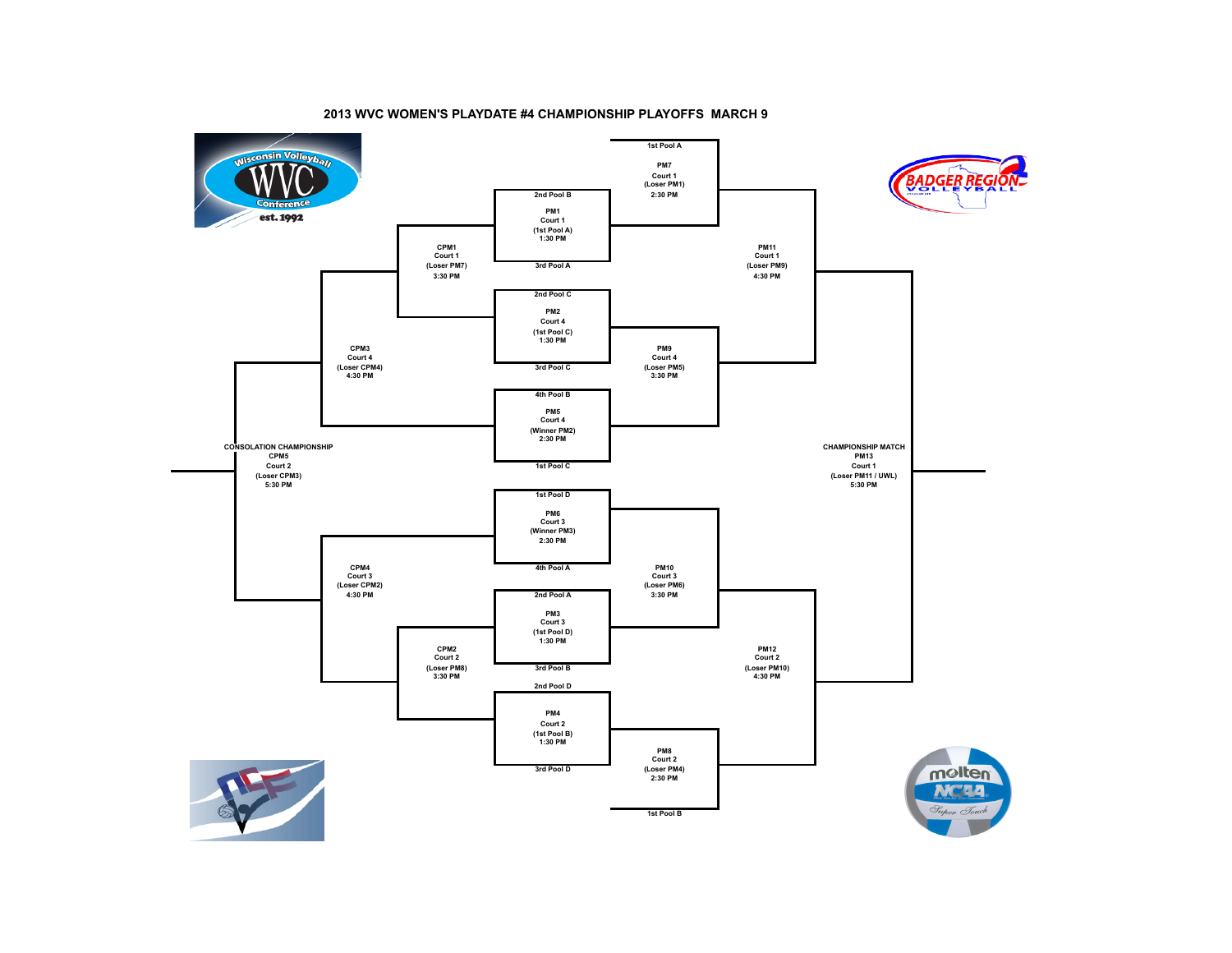# 2013 WVC WOMEN'S PLAYDATE #4 CHAMPIONSHIP PLAYOFFS MARCH 9

1st Pool A

PM7
Court 1
(Loser PM1)
2:30 PM

2nd Pool B

PM1
Court 1
(1st Pool A)
1:30 PM

3rd Pool A

CPM1
Court 1
(Loser PM7)
3:30 PM

PM11
Court 1
(Loser PM9)
4:30 PM

2nd Pool C

PM2
Court 4
(1st Pool C)
1:30 PM

3rd Pool C

CPM3
Court 4
(Loser CPM4)
4:30 PM

PM9
Court 4
(Loser PM5)
3:30 PM

4th Pool B

PM5
Court 4
(Winner PM2)
2:30 PM

1st Pool C

CONSOLATION CHAMPIONSHIP
CPM5
Court 2
(Loser CPM3)
5:30 PM

CHAMPIONSHIP MATCH
PM13
Court 1
(Loser PM11 / UWL)
5:30 PM

1st Pool D

PM6
Court 3
(Winner PM3)
2:30 PM

4th Pool A

CPM4
Court 3
(Loser CPM2)
4:30 PM

PM10
Court 3
(Loser PM6)
3:30 PM

2nd Pool A

PM3
Court 3
(1st Pool D)
1:30 PM

3rd Pool B

CPM2
Court 2
(Loser PM8)
3:30 PM

PM12
Court 2
(Loser PM10)
4:30 PM

2nd Pool D

PM4
Court 2
(1st Pool B)
1:30 PM

3rd Pool D

PM8
Court 2
(Loser PM4)
2:30 PM

1st Pool B